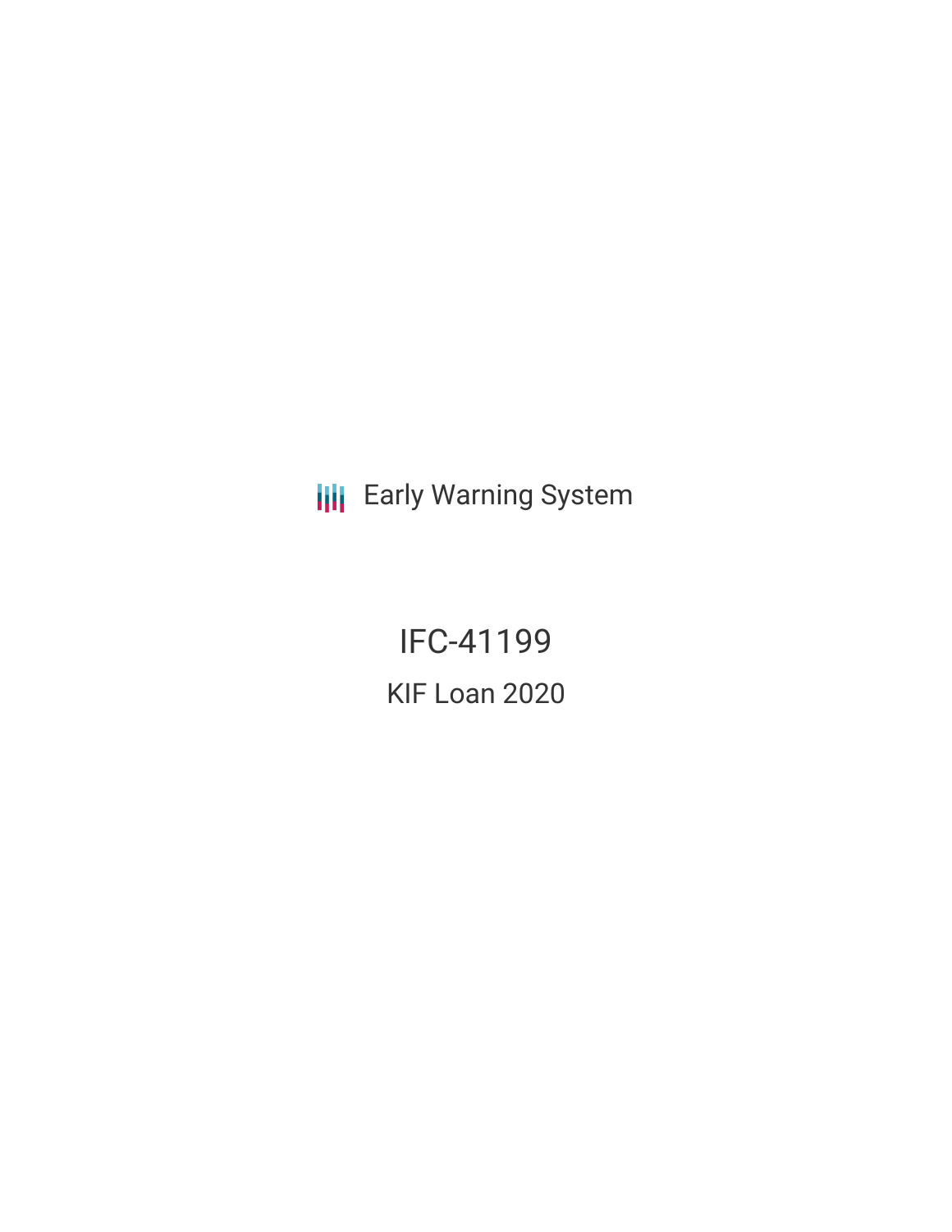Early Warning System

# IFC-41199

## KIF Loan 2020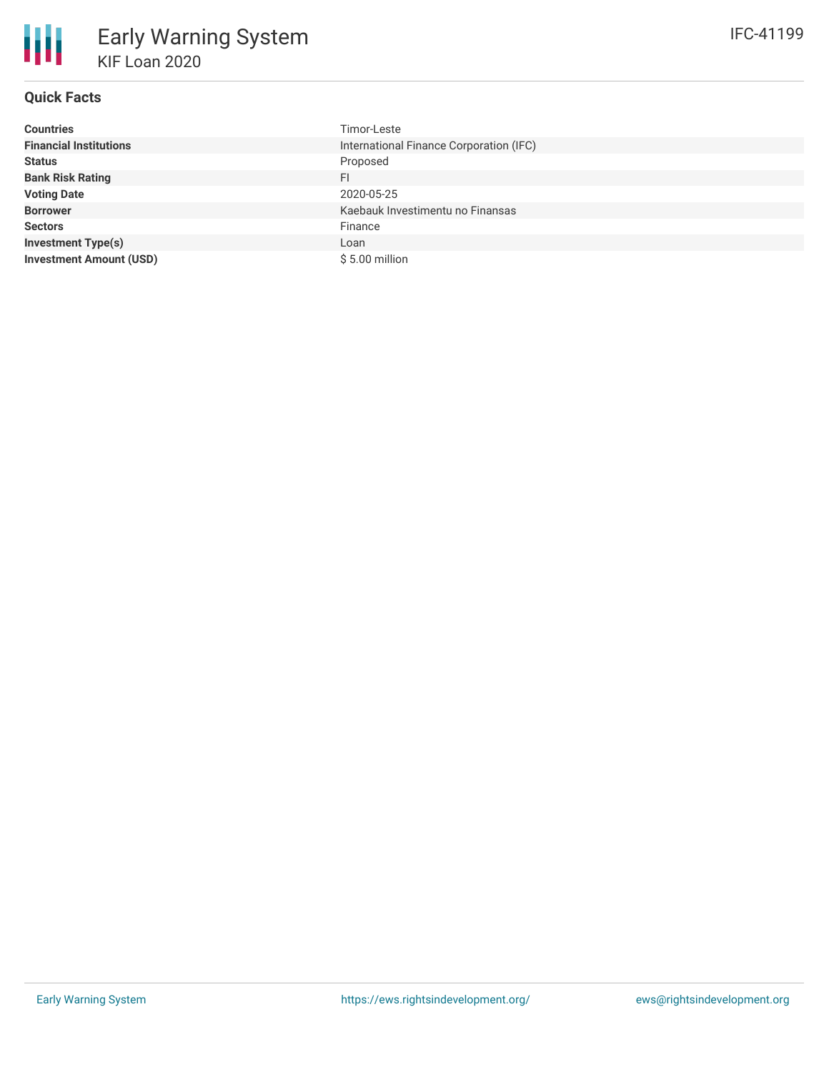# Early Warning System

## KIF Loan 2020

IFC-41199

### Quick Facts

| | |
|---|---|
| **Countries** | Timor-Leste |
| **Financial Institutions** | International Finance Corporation (IFC) |
| **Status** | Proposed |
| **Bank Risk Rating** | FI |
| **Voting Date** | 2020-05-25 |
| **Borrower** | Kaebauk Investimentu no Finansas |
| **Sectors** | Finance |
| **Investment Type(s)** | Loan |
| **Investment Amount (USD)** | $ 5.00 million |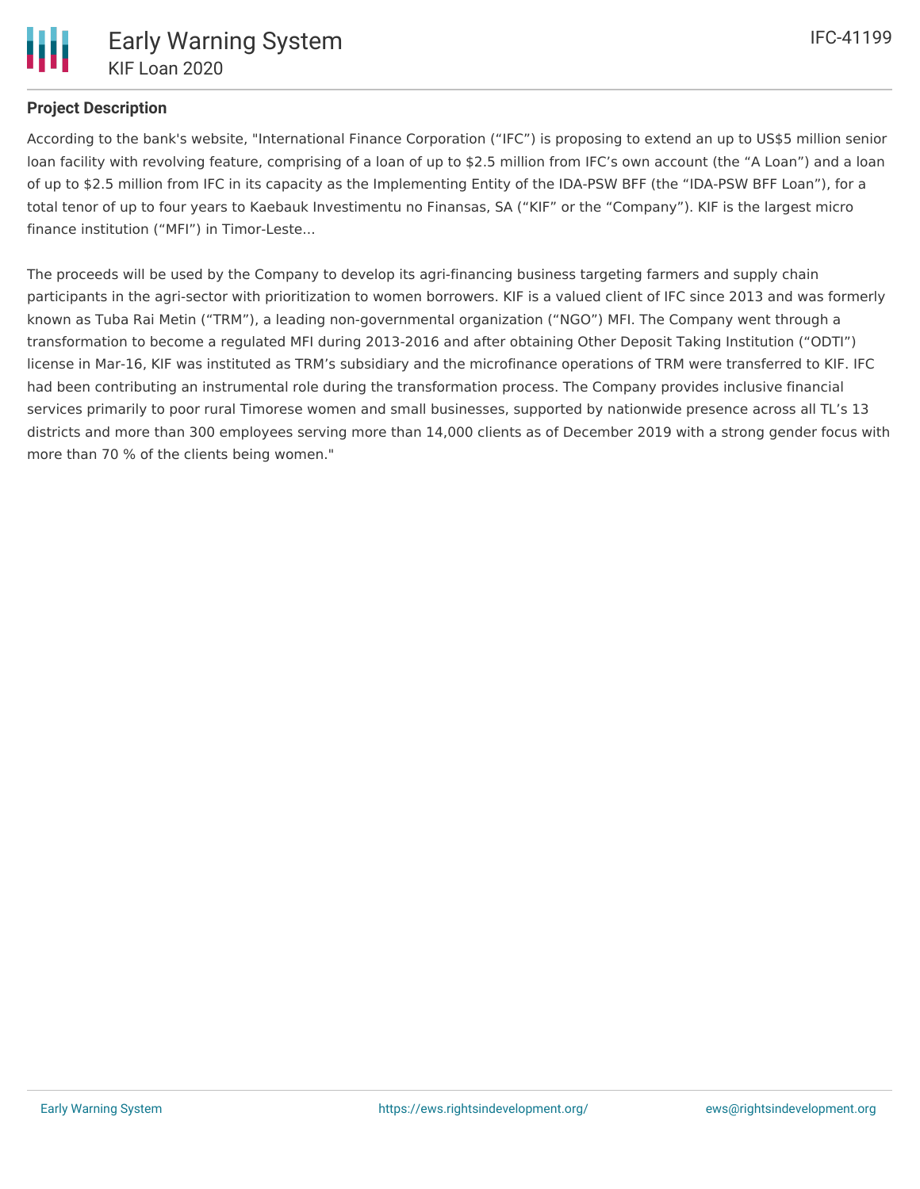**Project Description**

According to the bank's website, "International Finance Corporation ("IFC") is proposing to extend an up to US$5 million senior loan facility with revolving feature, comprising of a loan of up to $2.5 million from IFC's own account (the "A Loan") and a loan of up to $2.5 million from IFC in its capacity as the Implementing Entity of the IDA-PSW BFF (the "IDA-PSW BFF Loan"), for a total tenor of up to four years to Kaebauk Investimentu no Finansas, SA ("KIF" or the "Company"). KIF is the largest micro finance institution ("MFI") in Timor-Leste...

The proceeds will be used by the Company to develop its agri-financing business targeting farmers and supply chain participants in the agri-sector with prioritization to women borrowers. KIF is a valued client of IFC since 2013 and was formerly known as Tuba Rai Metin ("TRM"), a leading non-governmental organization ("NGO") MFI. The Company went through a transformation to become a regulated MFI during 2013-2016 and after obtaining Other Deposit Taking Institution ("ODTI") license in Mar-16, KIF was instituted as TRM's subsidiary and the microfinance operations of TRM were transferred to KIF. IFC had been contributing an instrumental role during the transformation process. The Company provides inclusive financial services primarily to poor rural Timorese women and small businesses, supported by nationwide presence across all TL's 13 districts and more than 300 employees serving more than 14,000 clients as of December 2019 with a strong gender focus with more than 70 % of the clients being women."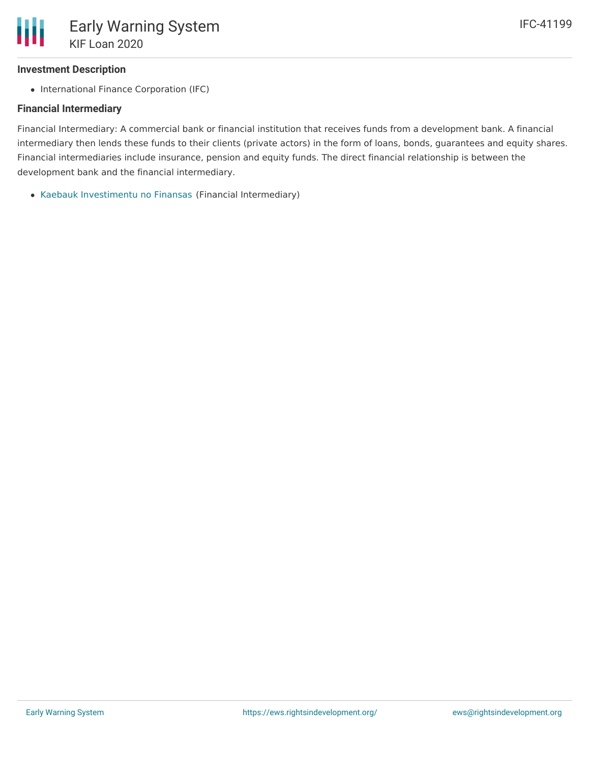### Investment Description

- International Finance Corporation (IFC)

### Financial Intermediary

Financial Intermediary: A commercial bank or financial institution that receives funds from a development bank. A financial intermediary then lends these funds to their clients (private actors) in the form of loans, bonds, guarantees and equity shares. Financial intermediaries include insurance, pension and equity funds. The direct financial relationship is between the development bank and the financial intermediary.

- Kaebauk Investimentu no Finansas (Financial Intermediary)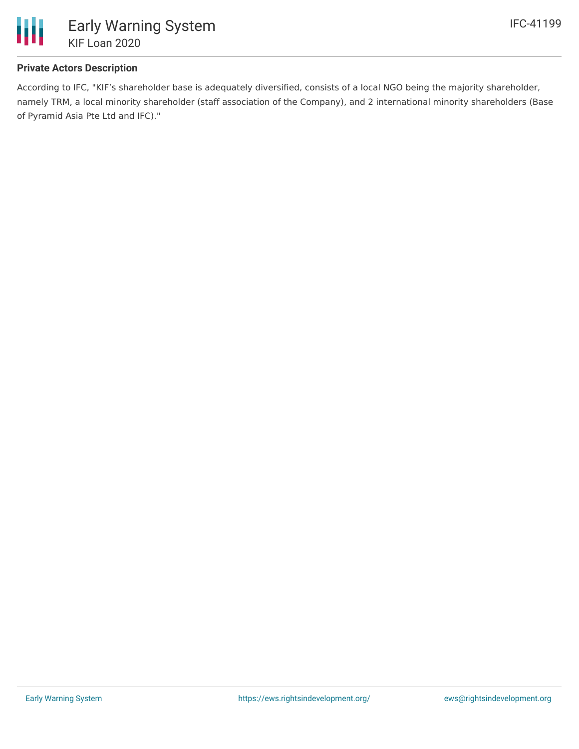**Private Actors Description**

According to IFC, "KIF’s shareholder base is adequately diversified, consists of a local NGO being the majority shareholder, namely TRM, a local minority shareholder (staff association of the Company), and 2 international minority shareholders (Base of Pyramid Asia Pte Ltd and IFC)."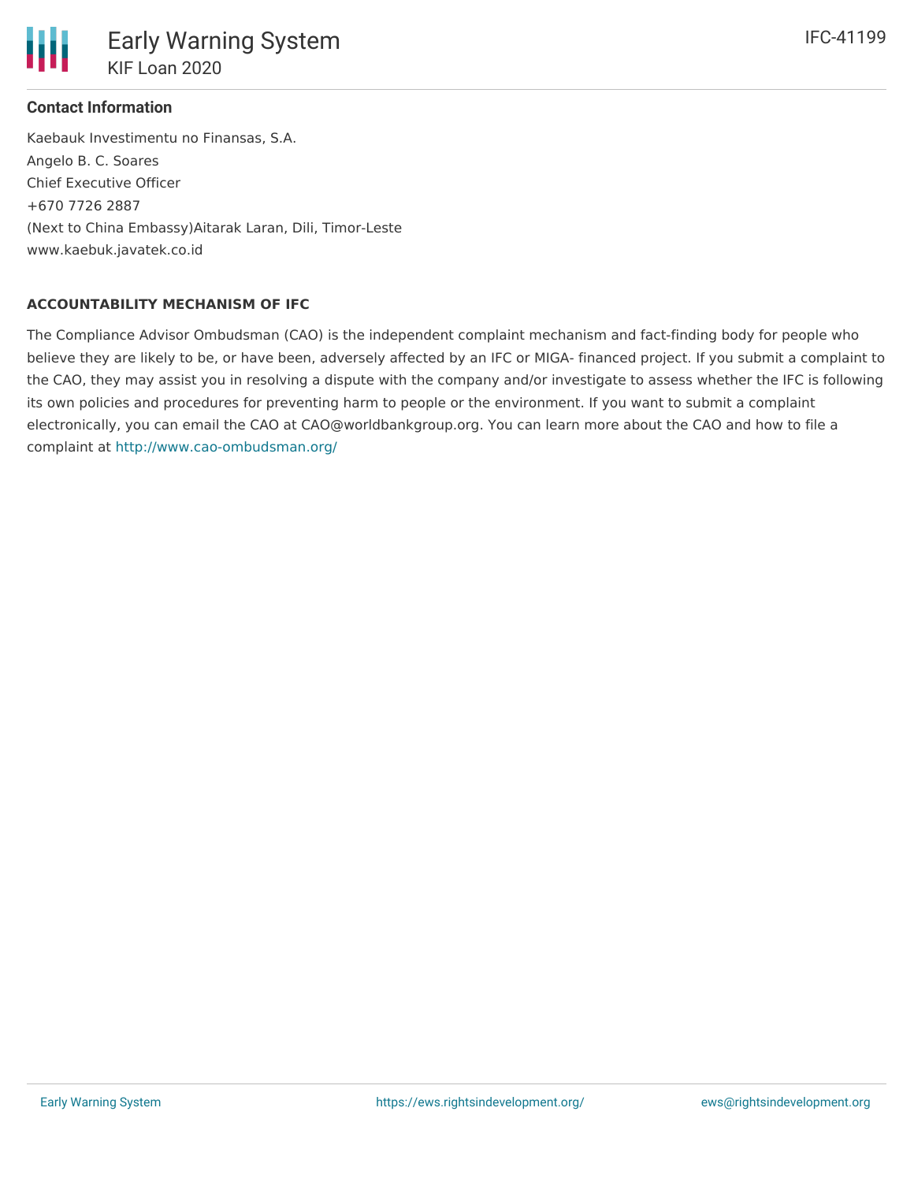## Contact Information

Kaebauk Investimentu no Finansas, S.A.
Angelo B. C. Soares
Chief Executive Officer
+670 7726 2887
(Next to China Embassy)Aitarak Laran, Dili, Timor-Leste
www.kaebuk.javatek.co.id

### ACCOUNTABILITY MECHANISM OF IFC

The Compliance Advisor Ombudsman (CAO) is the independent complaint mechanism and fact-finding body for people who believe they are likely to be, or have been, adversely affected by an IFC or MIGA- financed project. If you submit a complaint to the CAO, they may assist you in resolving a dispute with the company and/or investigate to assess whether the IFC is following its own policies and procedures for preventing harm to people or the environment. If you want to submit a complaint electronically, you can email the CAO at CAO@worldbankgroup.org. You can learn more about the CAO and how to file a complaint at http://www.cao-ombudsman.org/